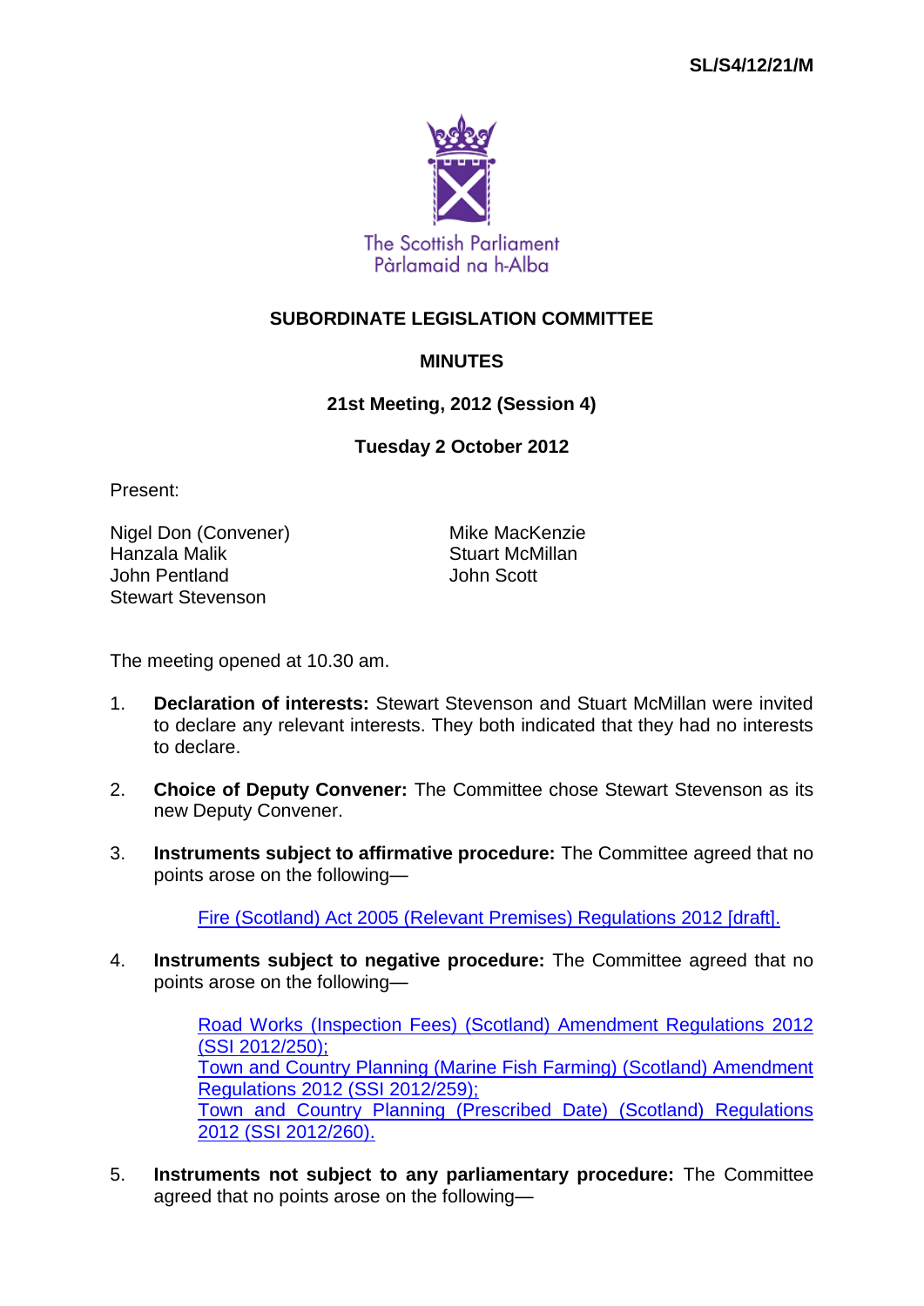SL/S4/12/21/M

The Scottish Parliament
Pàrlamaid na h-Alba

# SUBORDINATE LEGISLATION COMMITTEE

## MINUTES

### 21st Meeting, 2012 (Session 4)

### Tuesday 2 October 2012

Present:

Nigel Don (Convener)
Hanzala Malik
John Pentland
Stewart Stevenson
Mike MacKenzie
Stuart McMillan
John Scott

The meeting opened at 10.30 am.

1. **Declaration of interests:** Stewart Stevenson and Stuart McMillan were invited to declare any relevant interests. They both indicated that they had no interests to declare.

2. **Choice of Deputy Convener:** The Committee chose Stewart Stevenson as its new Deputy Convener.

3. **Instruments subject to affirmative procedure:** The Committee agreed that no points arose on the following—

   Fire (Scotland) Act 2005 (Relevant Premises) Regulations 2012 [draft].

4. **Instruments subject to negative procedure:** The Committee agreed that no points arose on the following—

   Road Works (Inspection Fees) (Scotland) Amendment Regulations 2012 (SSI 2012/250);
   Town and Country Planning (Marine Fish Farming) (Scotland) Amendment Regulations 2012 (SSI 2012/259);
   Town and Country Planning (Prescribed Date) (Scotland) Regulations 2012 (SSI 2012/260).

5. **Instruments not subject to any parliamentary procedure:** The Committee agreed that no points arose on the following—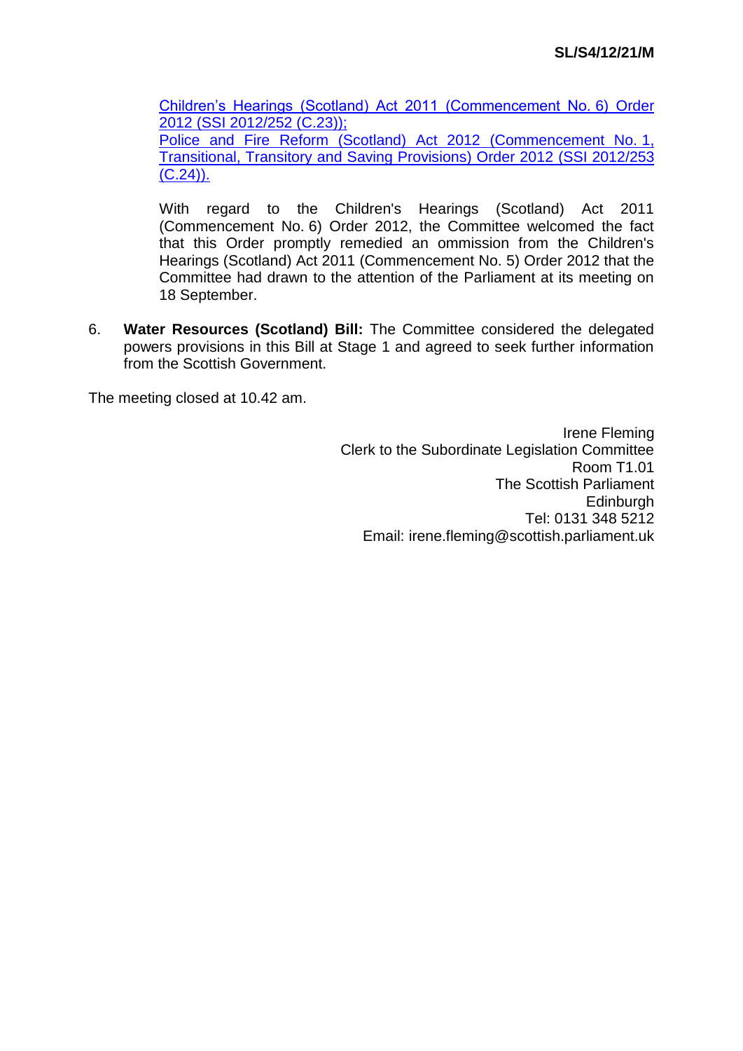[Children's Hearings (Scotland) Act 2011 (Commencement No. 6) Order 2012 (SSI 2012/252 (C.23));]
[Police and Fire Reform (Scotland) Act 2012 (Commencement No. 1, Transitional, Transitory and Saving Provisions) Order 2012 (SSI 2012/253 (C.24)).]

With regard to the Children's Hearings (Scotland) Act 2011 (Commencement No. 6) Order 2012, the Committee welcomed the fact that this Order promptly remedied an ommission from the Children's Hearings (Scotland) Act 2011 (Commencement No. 5) Order 2012 that the Committee had drawn to the attention of the Parliament at its meeting on 18 September.

6. **Water Resources (Scotland) Bill:** The Committee considered the delegated powers provisions in this Bill at Stage 1 and agreed to seek further information from the Scottish Government.

The meeting closed at 10.42 am.

Irene Fleming
Clerk to the Subordinate Legislation Committee
Room T1.01
The Scottish Parliament
Edinburgh
Tel: 0131 348 5212
Email: irene.fleming@scottish.parliament.uk